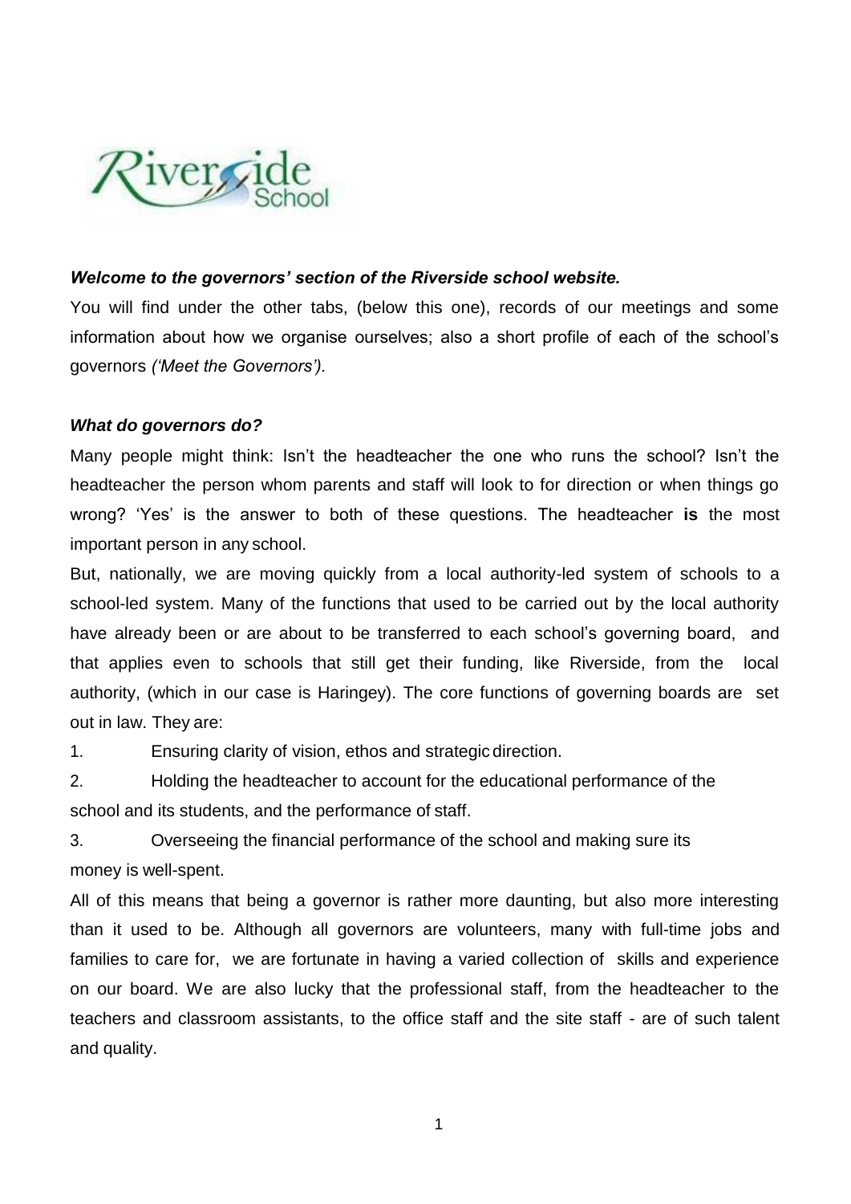### *Welcome to the governors' section of the Riverside school website.*

You will find under the other tabs, (below this one), records of our meetings and some information about how we organise ourselves; also a short profile of each of the school's governors *('Meet the Governors')*.

### *What do governors do?*

Many people might think: Isn't the headteacher the one who runs the school? Isn't the headteacher the person whom parents and staff will look to for direction or when things go wrong? 'Yes' is the answer to both of these questions. The headteacher **is** the most important person in any school.

But, nationally, we are moving quickly from a local authority-led system of schools to a school-led system. Many of the functions that used to be carried out by the local authority have already been or are about to be transferred to each school's governing board, and that applies even to schools that still get their funding, like Riverside, from the local authority, (which in our case is Haringey). The core functions of governing boards are set out in law. They are:

1. Ensuring clarity of vision, ethos and strategic direction.
2. Holding the headteacher to account for the educational performance of the school and its students, and the performance of staff.
3. Overseeing the financial performance of the school and making sure its money is well-spent.

All of this means that being a governor is rather more daunting, but also more interesting than it used to be. Although all governors are volunteers, many with full-time jobs and families to care for, we are fortunate in having a varied collection of skills and experience on our board. We are also lucky that the professional staff, from the headteacher to the teachers and classroom assistants, to the office staff and the site staff - are of such talent and quality.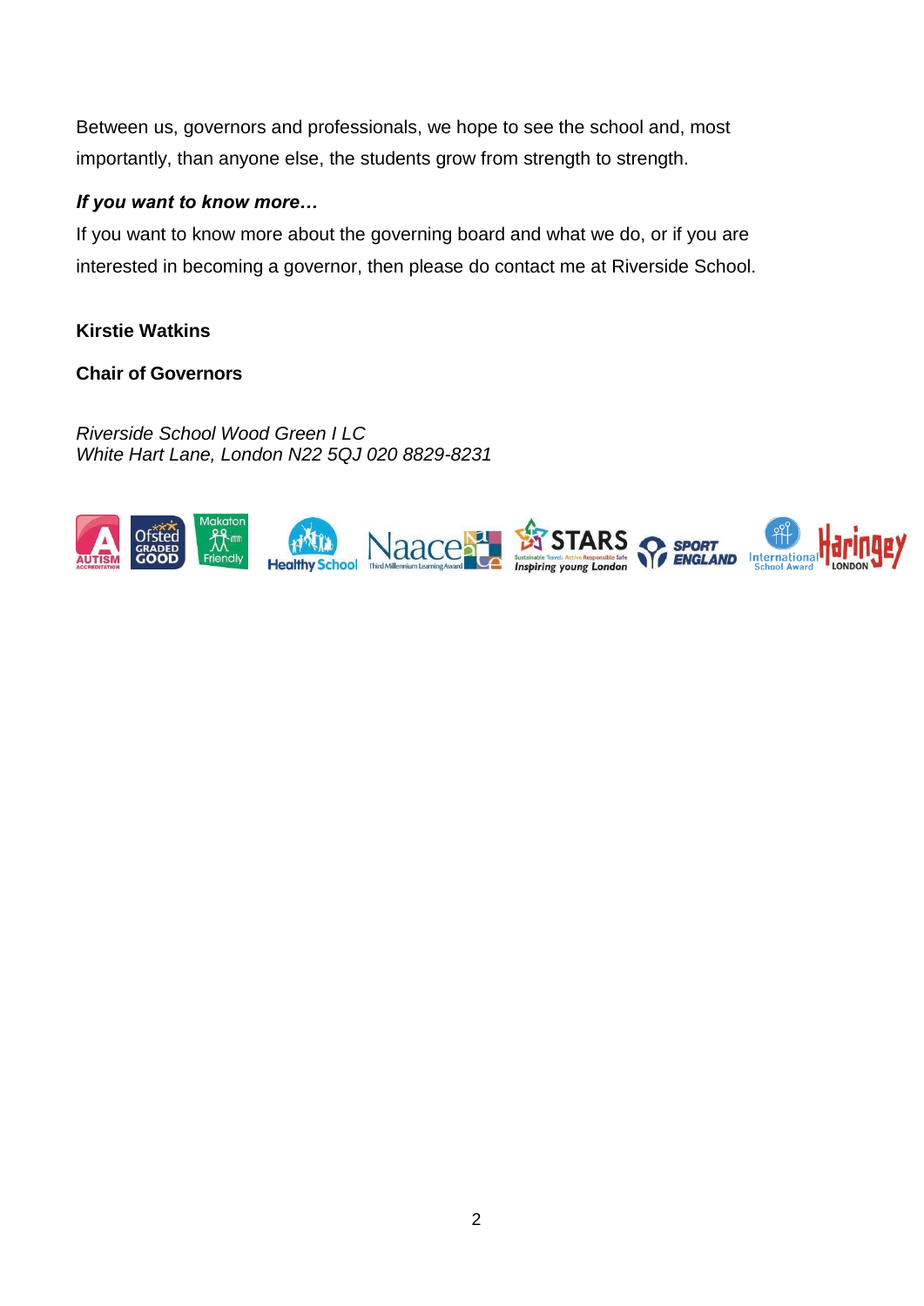Between us, governors and professionals, we hope to see the school and, most importantly, than anyone else, the students grow from strength to strength.

***If you want to know more…***

If you want to know more about the governing board and what we do, or if you are interested in becoming a governor, then please do contact me at Riverside School.

**Kirstie Watkins**

**Chair of Governors**

*Riverside School Wood Green I LC*
*White Hart Lane, London N22 5QJ 020 8829-8231*